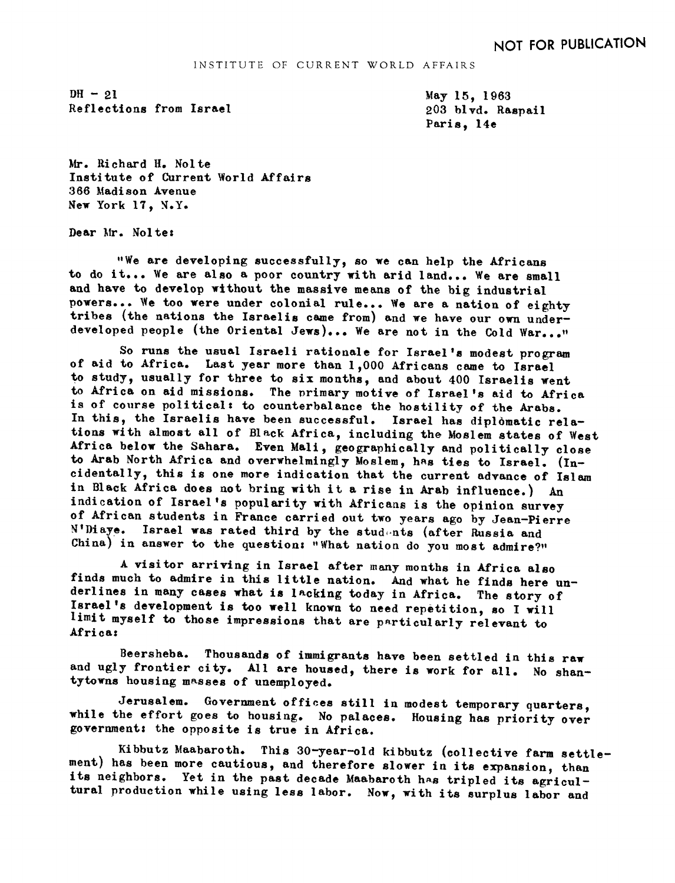NOT FOR PUBLICATION

INSTITUTE OF CURRENT WORLD AFFAIRS

DH - 21
Reflections from Israel

May 15, 1963
203 blvd. Raspail
Paris, 14e

Mr. Richard H. Nolte
Institute of Current World Affairs
366 Madison Avenue
New York 17, N.Y.

Dear Mr. Nolte:

"We are developing successfully, so we can help the Africans to do it... We are also a poor country with arid land... We are small and have to develop without the massive means of the big industrial powers... We too were under colonial rule... We are a nation of eighty tribes (the nations the Israelis came from) and we have our own underdeveloped people (the Oriental Jews)... We are not in the Cold War..."

So runs the usual Israeli rationale for Israel's modest program of aid to Africa. Last year more than 1,000 Africans came to Israel to study, usually for three to six months, and about 400 Israelis went to Africa on aid missions. The primary motive of Israel's aid to Africa is of course political: to counterbalance the hostility of the Arabs. In this, the Israelis have been successful. Israel has diplomatic relations with almost all of Black Africa, including the Moslem states of West Africa below the Sahara. Even Mali, geographically and politically close to Arab North Africa and overwhelmingly Moslem, has ties to Israel. (Incidentally, this is one more indication that the current advance of Islam in Black Africa does not bring with it a rise in Arab influence.) An indication of Israel's popularity with Africans is the opinion survey of African students in France carried out two years ago by Jean-Pierre N'Diaye. Israel was rated third by the students (after Russia and China) in answer to the question: "What nation do you most admire?"

A visitor arriving in Israel after many months in Africa also finds much to admire in this little nation. And what he finds here underlines in many cases what is lacking today in Africa. The story of Israel's development is too well known to need repetition, so I will limit myself to those impressions that are particularly relevant to Africa:

Beersheba. Thousands of immigrants have been settled in this raw and ugly frontier city. All are housed, there is work for all. No shantytowns housing masses of unemployed.

Jerusalem. Government offices still in modest temporary quarters, while the effort goes to housing. No palaces. Housing has priority over government: the opposite is true in Africa.

Kibbutz Maabaroth. This 30-year-old kibbutz (collective farm settlement) has been more cautious, and therefore slower in its expansion, than its neighbors. Yet in the past decade Maabaroth has tripled its agricultural production while using less labor. Now, with its surplus labor and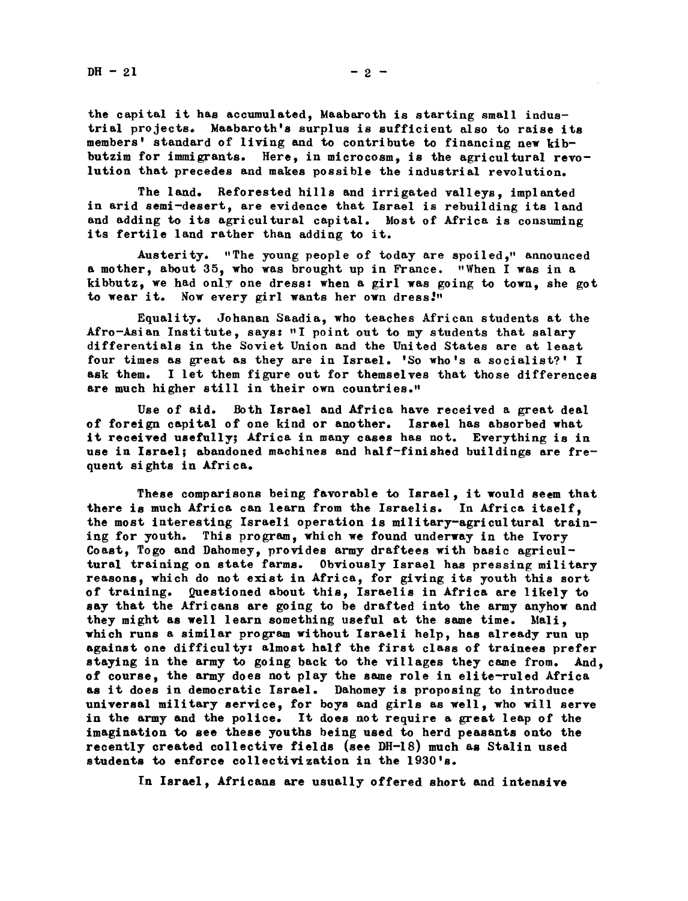the capital it has accumulated, Maabaroth is starting small industrial projects. Maabaroth's surplus is sufficient also to raise its members' standard of living and to contribute to financing new kibbutzim for immigrants. Here, in microcosm, is the agricultural revolution that precedes and makes possible the industrial revolution.

The land. Reforested hills and irrigated valleys, implanted in arid semi-desert, are evidence that Israel is rebuilding its land and adding to its agricultural capital. Most of Africa is consuming its fertile land rather than adding to it.

Austerity. "The young people of today are spoiled," announced a mother, about 35, who was brought up in France. "When I was in a kibbutz, we had only one dress: when a girl was going to town, she got to wear it. Now every girl wants her own dress!"

Equality. Johanan Saadia, who teaches African students at the Afro-Asian Institute, says: "I point out to my students that salary differentials in the Soviet Union and the United States are at least four times as great as they are in Israel. 'So who's a socialist?' I ask them. I let them figure out for themselves that those differences are much higher still in their own countries."

Use of aid. Both Israel and Africa have received a great deal of foreign capital of one kind or another. Israel has absorbed what it received usefully; Africa in many cases has not. Everything is in use in Israel; abandoned machines and half-finished buildings are frequent sights in Africa.

These comparisons being favorable to Israel, it would seem that there is much Africa can learn from the Israelis. In Africa itself, the most interesting Israeli operation is military-agricultural training for youth. This program, which we found underway in the Ivory Coast, Togo and Dahomey, provides army draftees with basic agricultural training on state farms. Obviously Israel has pressing military reasons, which do not exist in Africa, for giving its youth this sort of training. Questioned about this, Israelis in Africa are likely to say that the Africans are going to be drafted into the army anyhow and they might as well learn something useful at the same time. Mali, which runs a similar program without Israeli help, has already run up against one difficulty: almost half the first class of trainees prefer staying in the army to going back to the villages they came from. And, of course, the army does not play the same role in elite-ruled Africa as it does in democratic Israel. Dahomey is proposing to introduce universal military service, for boys and girls as well, who will serve in the army and the police. It does not require a great leap of the imagination to see these youths being used to herd peasants onto the recently created collective fields (see DH-18) much as Stalin used students to enforce collectivization in the 1930's.

In Israel, Africans are usually offered short and intensive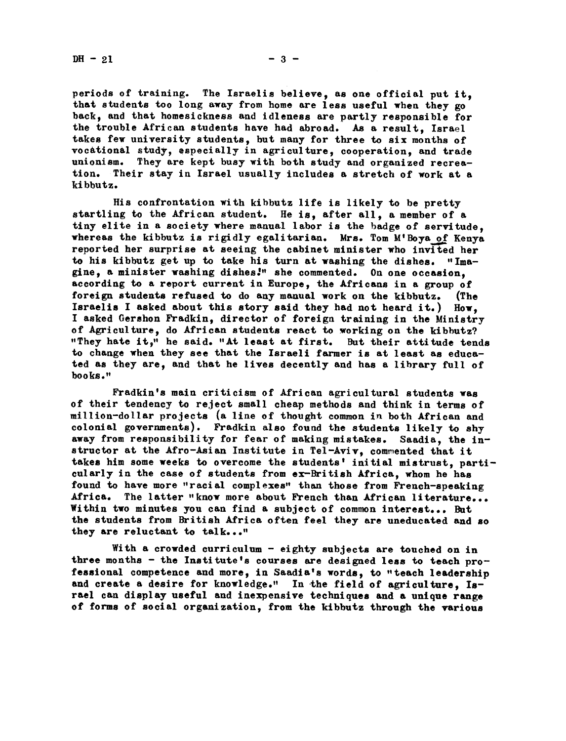periods of training. The Israelis believe, as one official put it, that students too long away from home are less useful when they go back, and that homesickness and idleness are partly responsible for the trouble African students have had abroad. As a result, Israel takes few university students, but many for three to six months of vocational study, especially in agriculture, cooperation, and trade unionism. They are kept busy with both study and organized recreation. Their stay in Israel usually includes a stretch of work at a kibbutz.

His confrontation with kibbutz life is likely to be pretty startling to the African student. He is, after all, a member of a tiny elite in a society where manual labor is the badge of servitude, whereas the kibbutz is rigidly egalitarian. Mrs. Tom M'Boya of Kenya reported her surprise at seeing the cabinet minister who invited her to his kibbutz get up to take his turn at washing the dishes. "Imagine, a minister washing dishes!" she commented. On one occasion, according to a report current in Europe, the Africans in a group of foreign students refused to do any manual work on the kibbutz. (The Israelis I asked about this story said they had not heard it.) How, I asked Gershon Fradkin, director of foreign training in the Ministry of Agriculture, do African students react to working on the kibbutz? "They hate it," he said. "At least at first. But their attitude tends to change when they see that the Israeli farmer is at least as educated as they are, and that he lives decently and has a library full of books."

Fradkin's main criticism of African agricultural students was of their tendency to reject small cheap methods and think in terms of million-dollar projects (a line of thought common in both African and colonial governments). Fradkin also found the students likely to shy away from responsibility for fear of making mistakes. Saadia, the instructor at the Afro-Asian Institute in Tel-Aviv, commented that it takes him some weeks to overcome the students' initial mistrust, particularly in the case of students from ex-British Africa, whom he has found to have more "racial complexes" than those from French-speaking Africa. The latter "know more about French than African literature... Within two minutes you can find a subject of common interest... But the students from British Africa often feel they are uneducated and so they are reluctant to talk..."

With a crowded curriculum - eighty subjects are touched on in three months - the Institute's courses are designed less to teach professional competence and more, in Saadia's words, to "teach leadership and create a desire for knowledge." In the field of agriculture, Israel can display useful and inexpensive techniques and a unique range of forms of social organization, from the kibbutz through the various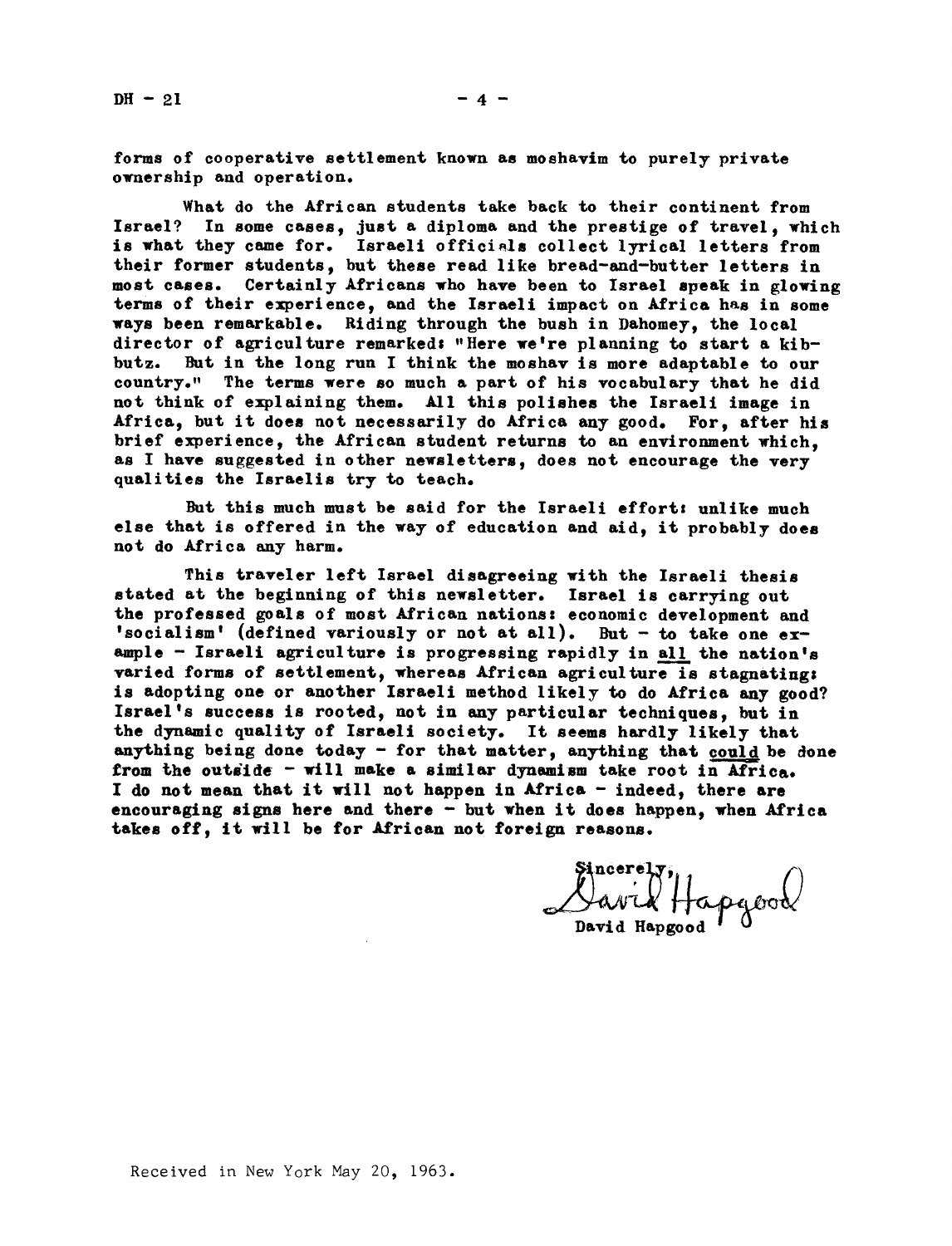forms of cooperative settlement known as moshavim to purely private ownership and operation.

What do the African students take back to their continent from Israel? In some cases, just a diploma and the prestige of travel, which is what they came for. Israeli officials collect lyrical letters from their former students, but these read like bread-and-butter letters in most cases. Certainly Africans who have been to Israel speak in glowing terms of their experience, and the Israeli impact on Africa has in some ways been remarkable. Riding through the bush in Dahomey, the local director of agriculture remarked: "Here we're planning to start a kibbutz. But in the long run I think the moshav is more adaptable to our country." The terms were so much a part of his vocabulary that he did not think of explaining them. All this polishes the Israeli image in Africa, but it does not necessarily do Africa any good. For, after his brief experience, the African student returns to an environment which, as I have suggested in other newsletters, does not encourage the very qualities the Israelis try to teach.

But this much must be said for the Israeli effort: unlike much else that is offered in the way of education and aid, it probably does not do Africa any harm.

This traveler left Israel disagreeing with the Israeli thesis stated at the beginning of this newsletter. Israel is carrying out the professed goals of most African nations: economic development and 'socialism' (defined variously or not at all). But - to take one example - Israeli agriculture is progressing rapidly in <u>all</u> the nation's varied forms of settlement, whereas African agriculture is stagnating: is adopting one or another Israeli method likely to do Africa any good? Israel's success is rooted, not in any particular techniques, but in the dynamic quality of Israeli society. It seems hardly likely that anything being done today - for that matter, anything that <u>could</u> be done from the outside - will make a similar dynamism take root in Africa. I do not mean that it will not happen in Africa - indeed, there are encouraging signs here and there - but when it does happen, when Africa takes off, it will be for African not foreign reasons.

Sincerely,

David Hapgood

Received in New York May 20, 1963.